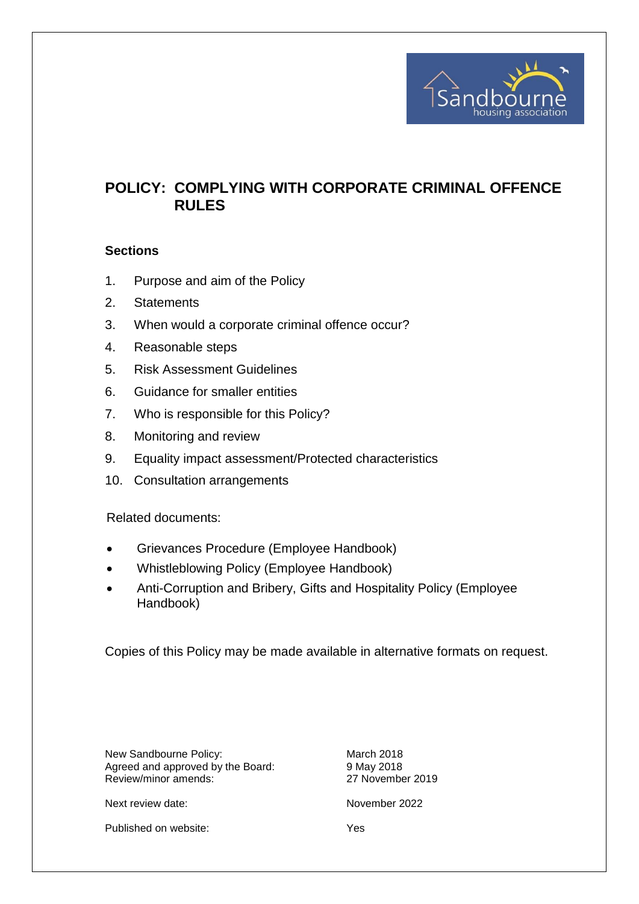# POLICY: COMPLYING WITH CORPORATE CRIMINAL OFFENCE RULES

### Sections

1. Purpose and aim of the Policy
2. Statements
3. When would a corporate criminal offence occur?
4. Reasonable steps
5. Risk Assessment Guidelines
6. Guidance for smaller entities
7. Who is responsible for this Policy?
8. Monitoring and review
9. Equality impact assessment/Protected characteristics
10. Consultation arrangements

Related documents:

- Grievances Procedure (Employee Handbook)
- Whistleblowing Policy (Employee Handbook)
- Anti-Corruption and Bribery, Gifts and Hospitality Policy (Employee Handbook)

Copies of this Policy may be made available in alternative formats on request.

| | |
|---|---|
| New Sandbourne Policy: | March 2018 |
| Agreed and approved by the Board: | 9 May 2018 |
| Review/minor amends: | 27 November 2019 |
| Next review date: | November 2022 |
| Published on website: | Yes |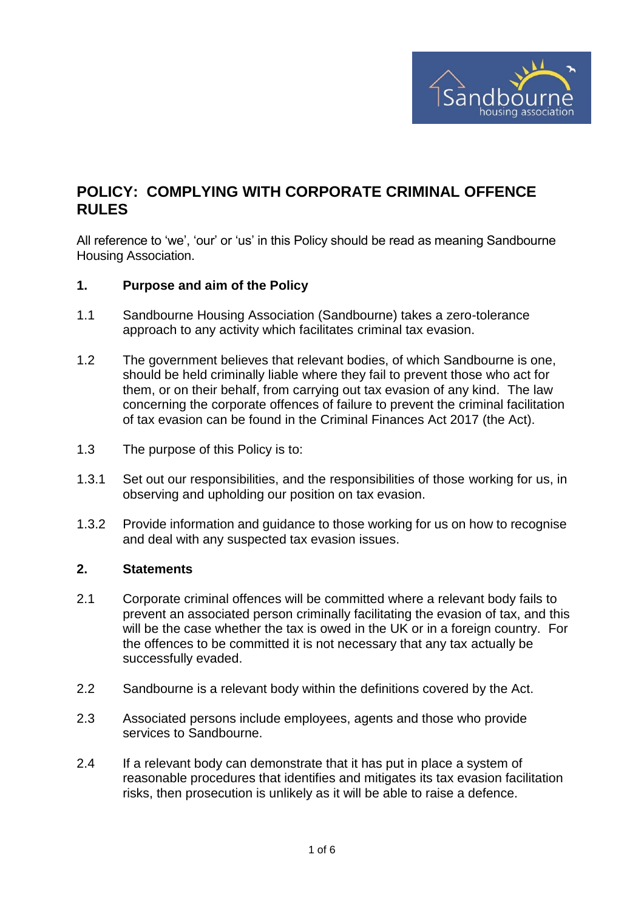# POLICY: COMPLYING WITH CORPORATE CRIMINAL OFFENCE RULES

All reference to 'we', 'our' or 'us' in this Policy should be read as meaning Sandbourne Housing Association.

## 1. Purpose and aim of the Policy

1.1 Sandbourne Housing Association (Sandbourne) takes a zero-tolerance approach to any activity which facilitates criminal tax evasion.

1.2 The government believes that relevant bodies, of which Sandbourne is one, should be held criminally liable where they fail to prevent those who act for them, or on their behalf, from carrying out tax evasion of any kind. The law concerning the corporate offences of failure to prevent the criminal facilitation of tax evasion can be found in the Criminal Finances Act 2017 (the Act).

1.3 The purpose of this Policy is to:

1.3.1 Set out our responsibilities, and the responsibilities of those working for us, in observing and upholding our position on tax evasion.

1.3.2 Provide information and guidance to those working for us on how to recognise and deal with any suspected tax evasion issues.

## 2. Statements

2.1 Corporate criminal offences will be committed where a relevant body fails to prevent an associated person criminally facilitating the evasion of tax, and this will be the case whether the tax is owed in the UK or in a foreign country. For the offences to be committed it is not necessary that any tax actually be successfully evaded.

2.2 Sandbourne is a relevant body within the definitions covered by the Act.

2.3 Associated persons include employees, agents and those who provide services to Sandbourne.

2.4 If a relevant body can demonstrate that it has put in place a system of reasonable procedures that identifies and mitigates its tax evasion facilitation risks, then prosecution is unlikely as it will be able to raise a defence.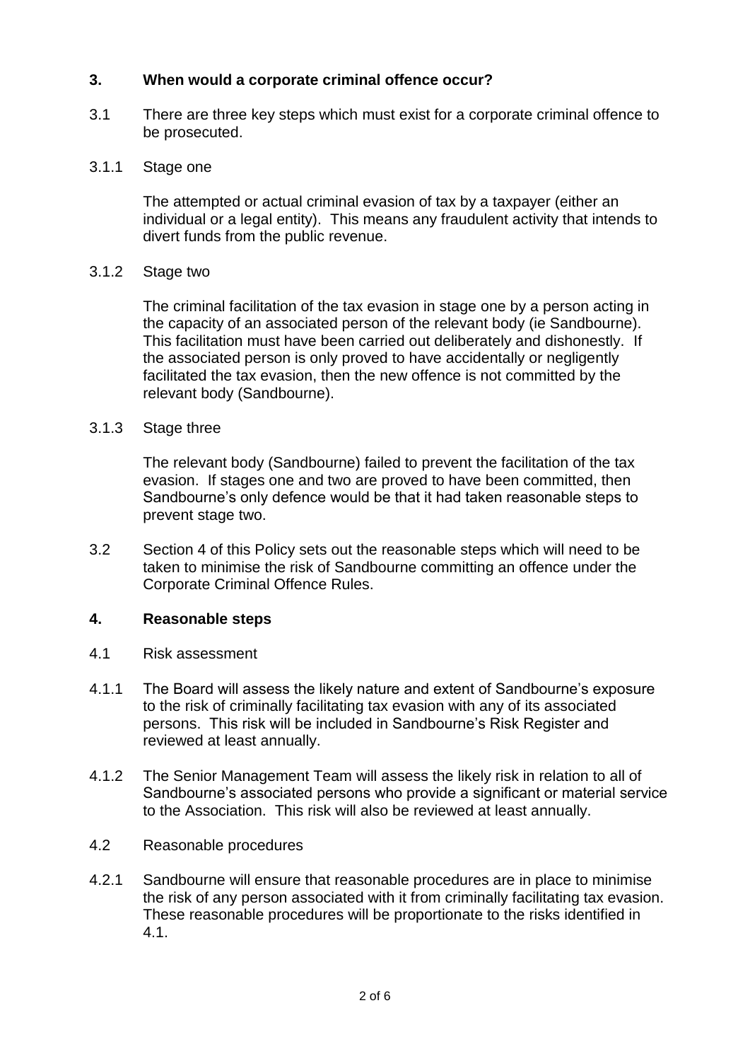## 3. When would a corporate criminal offence occur?

3.1 There are three key steps which must exist for a corporate criminal offence to be prosecuted.

3.1.1 Stage one

The attempted or actual criminal evasion of tax by a taxpayer (either an individual or a legal entity). This means any fraudulent activity that intends to divert funds from the public revenue.

3.1.2 Stage two

The criminal facilitation of the tax evasion in stage one by a person acting in the capacity of an associated person of the relevant body (ie Sandbourne). This facilitation must have been carried out deliberately and dishonestly. If the associated person is only proved to have accidentally or negligently facilitated the tax evasion, then the new offence is not committed by the relevant body (Sandbourne).

3.1.3 Stage three

The relevant body (Sandbourne) failed to prevent the facilitation of the tax evasion. If stages one and two are proved to have been committed, then Sandbourne's only defence would be that it had taken reasonable steps to prevent stage two.

3.2 Section 4 of this Policy sets out the reasonable steps which will need to be taken to minimise the risk of Sandbourne committing an offence under the Corporate Criminal Offence Rules.

## 4. Reasonable steps

4.1 Risk assessment

4.1.1 The Board will assess the likely nature and extent of Sandbourne's exposure to the risk of criminally facilitating tax evasion with any of its associated persons. This risk will be included in Sandbourne's Risk Register and reviewed at least annually.

4.1.2 The Senior Management Team will assess the likely risk in relation to all of Sandbourne's associated persons who provide a significant or material service to the Association. This risk will also be reviewed at least annually.

4.2 Reasonable procedures

4.2.1 Sandbourne will ensure that reasonable procedures are in place to minimise the risk of any person associated with it from criminally facilitating tax evasion. These reasonable procedures will be proportionate to the risks identified in 4.1.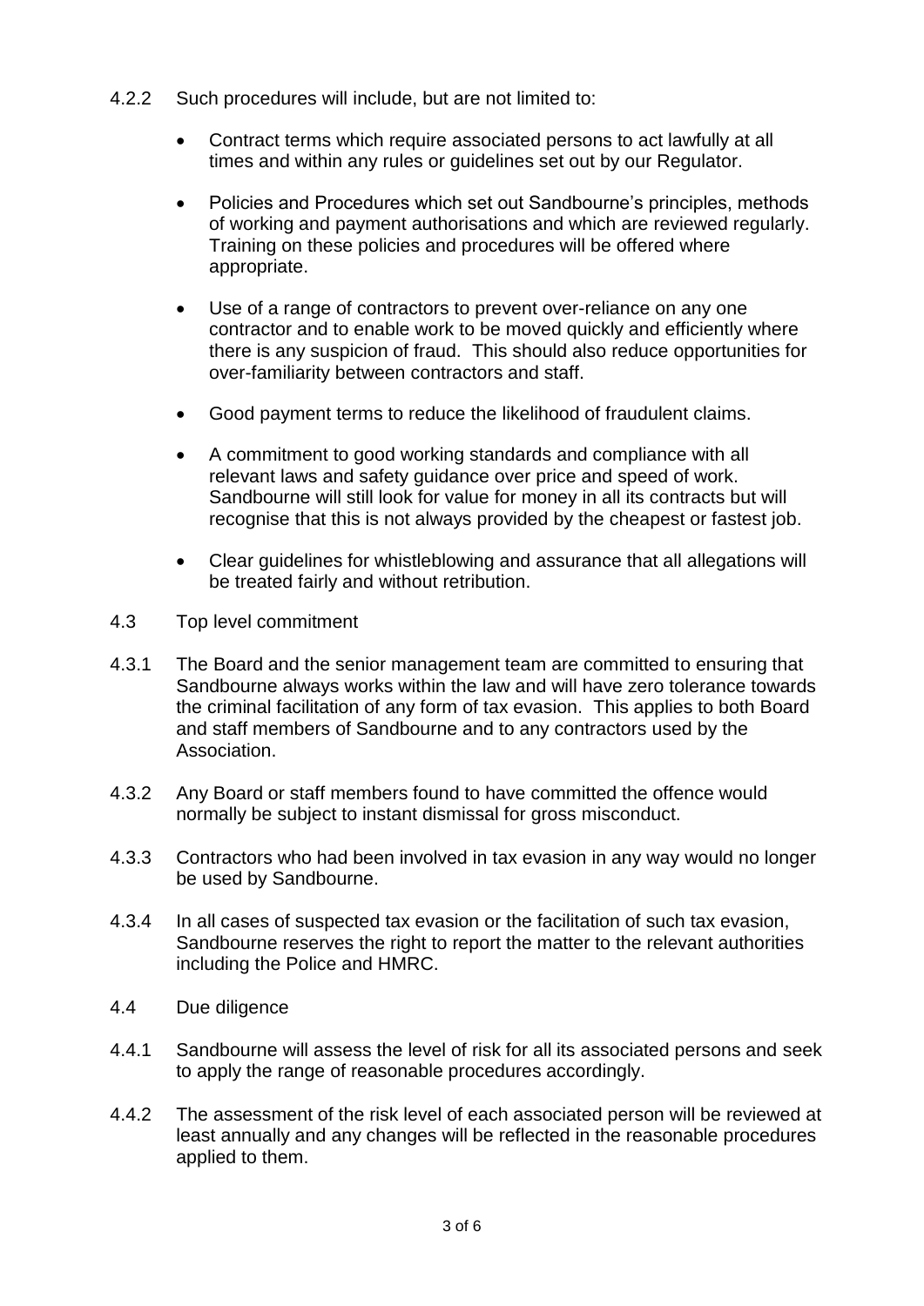4.2.2 Such procedures will include, but are not limited to:

- Contract terms which require associated persons to act lawfully at all times and within any rules or guidelines set out by our Regulator.
- Policies and Procedures which set out Sandbourne's principles, methods of working and payment authorisations and which are reviewed regularly. Training on these policies and procedures will be offered where appropriate.
- Use of a range of contractors to prevent over-reliance on any one contractor and to enable work to be moved quickly and efficiently where there is any suspicion of fraud. This should also reduce opportunities for over-familiarity between contractors and staff.
- Good payment terms to reduce the likelihood of fraudulent claims.
- A commitment to good working standards and compliance with all relevant laws and safety guidance over price and speed of work. Sandbourne will still look for value for money in all its contracts but will recognise that this is not always provided by the cheapest or fastest job.
- Clear guidelines for whistleblowing and assurance that all allegations will be treated fairly and without retribution.

4.3 Top level commitment

4.3.1 The Board and the senior management team are committed to ensuring that Sandbourne always works within the law and will have zero tolerance towards the criminal facilitation of any form of tax evasion. This applies to both Board and staff members of Sandbourne and to any contractors used by the Association.

4.3.2 Any Board or staff members found to have committed the offence would normally be subject to instant dismissal for gross misconduct.

4.3.3 Contractors who had been involved in tax evasion in any way would no longer be used by Sandbourne.

4.3.4 In all cases of suspected tax evasion or the facilitation of such tax evasion, Sandbourne reserves the right to report the matter to the relevant authorities including the Police and HMRC.

4.4 Due diligence

4.4.1 Sandbourne will assess the level of risk for all its associated persons and seek to apply the range of reasonable procedures accordingly.

4.4.2 The assessment of the risk level of each associated person will be reviewed at least annually and any changes will be reflected in the reasonable procedures applied to them.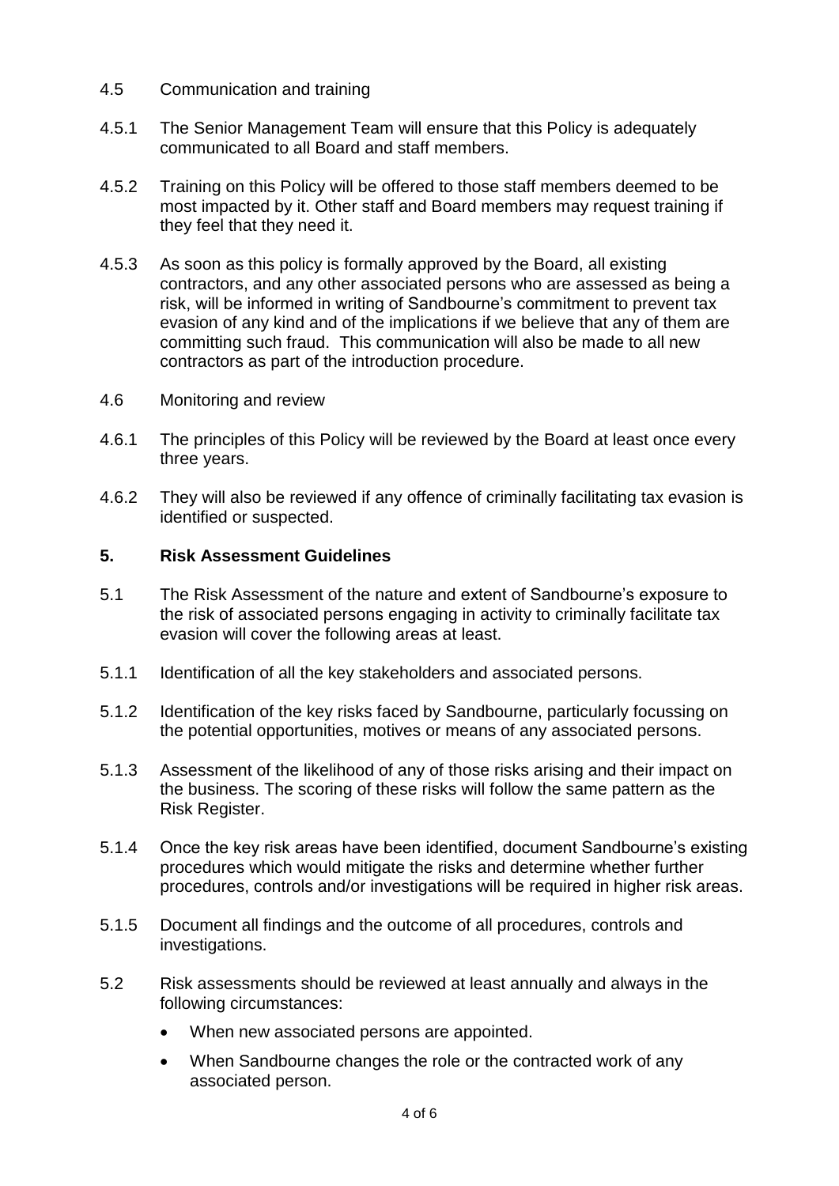4.5 Communication and training

4.5.1 The Senior Management Team will ensure that this Policy is adequately communicated to all Board and staff members.

4.5.2 Training on this Policy will be offered to those staff members deemed to be most impacted by it. Other staff and Board members may request training if they feel that they need it.

4.5.3 As soon as this policy is formally approved by the Board, all existing contractors, and any other associated persons who are assessed as being a risk, will be informed in writing of Sandbourne's commitment to prevent tax evasion of any kind and of the implications if we believe that any of them are committing such fraud. This communication will also be made to all new contractors as part of the introduction procedure.

4.6 Monitoring and review

4.6.1 The principles of this Policy will be reviewed by the Board at least once every three years.

4.6.2 They will also be reviewed if any offence of criminally facilitating tax evasion is identified or suspected.

## 5. Risk Assessment Guidelines

5.1 The Risk Assessment of the nature and extent of Sandbourne's exposure to the risk of associated persons engaging in activity to criminally facilitate tax evasion will cover the following areas at least.

5.1.1 Identification of all the key stakeholders and associated persons.

5.1.2 Identification of the key risks faced by Sandbourne, particularly focussing on the potential opportunities, motives or means of any associated persons.

5.1.3 Assessment of the likelihood of any of those risks arising and their impact on the business. The scoring of these risks will follow the same pattern as the Risk Register.

5.1.4 Once the key risk areas have been identified, document Sandbourne's existing procedures which would mitigate the risks and determine whether further procedures, controls and/or investigations will be required in higher risk areas.

5.1.5 Document all findings and the outcome of all procedures, controls and investigations.

5.2 Risk assessments should be reviewed at least annually and always in the following circumstances:

- When new associated persons are appointed.
- When Sandbourne changes the role or the contracted work of any associated person.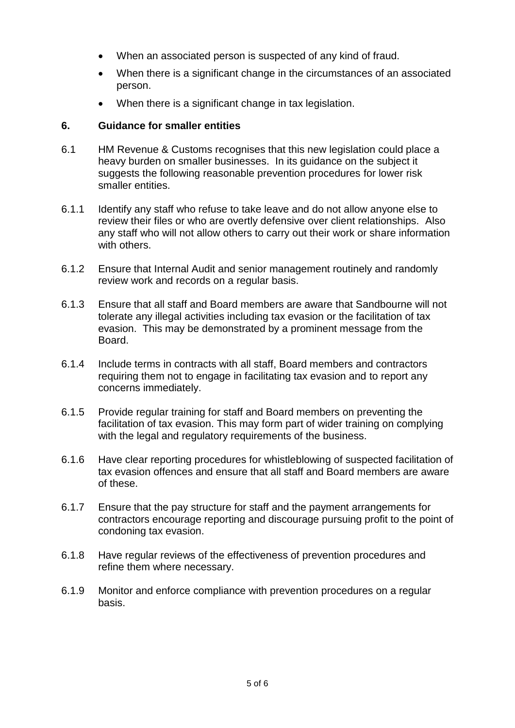- When an associated person is suspected of any kind of fraud.
- When there is a significant change in the circumstances of an associated person.
- When there is a significant change in tax legislation.

## 6. Guidance for smaller entities

6.1 HM Revenue & Customs recognises that this new legislation could place a heavy burden on smaller businesses. In its guidance on the subject it suggests the following reasonable prevention procedures for lower risk smaller entities.

6.1.1 Identify any staff who refuse to take leave and do not allow anyone else to review their files or who are overtly defensive over client relationships. Also any staff who will not allow others to carry out their work or share information with others.

6.1.2 Ensure that Internal Audit and senior management routinely and randomly review work and records on a regular basis.

6.1.3 Ensure that all staff and Board members are aware that Sandbourne will not tolerate any illegal activities including tax evasion or the facilitation of tax evasion. This may be demonstrated by a prominent message from the Board.

6.1.4 Include terms in contracts with all staff, Board members and contractors requiring them not to engage in facilitating tax evasion and to report any concerns immediately.

6.1.5 Provide regular training for staff and Board members on preventing the facilitation of tax evasion. This may form part of wider training on complying with the legal and regulatory requirements of the business.

6.1.6 Have clear reporting procedures for whistleblowing of suspected facilitation of tax evasion offences and ensure that all staff and Board members are aware of these.

6.1.7 Ensure that the pay structure for staff and the payment arrangements for contractors encourage reporting and discourage pursuing profit to the point of condoning tax evasion.

6.1.8 Have regular reviews of the effectiveness of prevention procedures and refine them where necessary.

6.1.9 Monitor and enforce compliance with prevention procedures on a regular basis.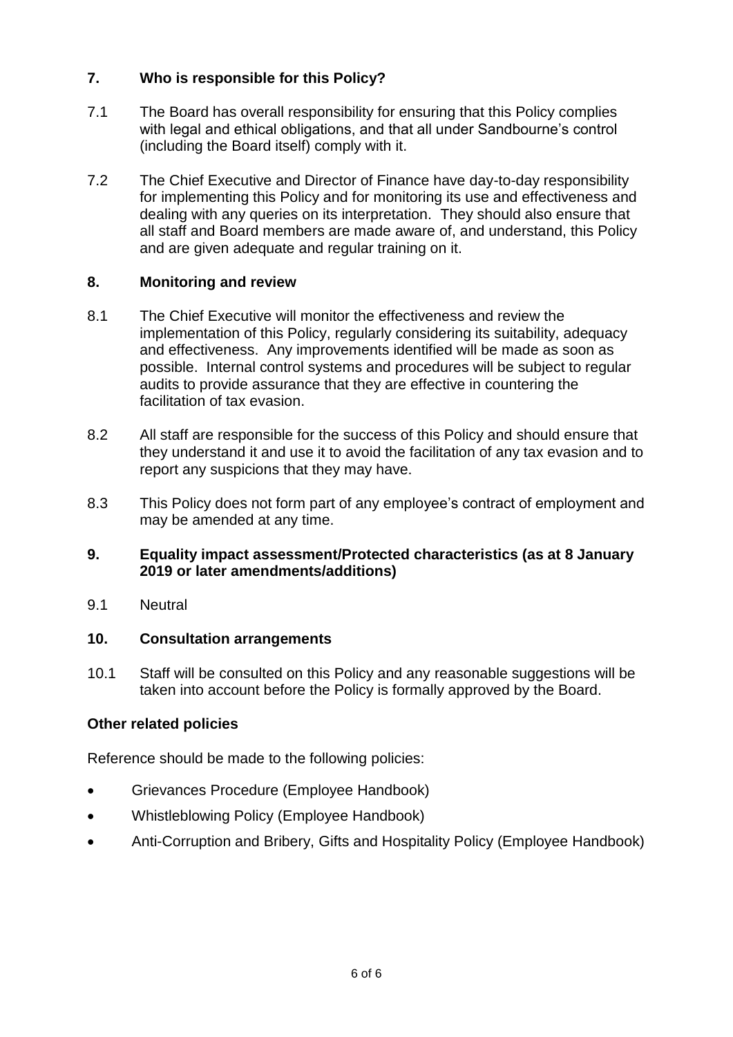## 7. Who is responsible for this Policy?

7.1 The Board has overall responsibility for ensuring that this Policy complies with legal and ethical obligations, and that all under Sandbourne's control (including the Board itself) comply with it.

7.2 The Chief Executive and Director of Finance have day-to-day responsibility for implementing this Policy and for monitoring its use and effectiveness and dealing with any queries on its interpretation. They should also ensure that all staff and Board members are made aware of, and understand, this Policy and are given adequate and regular training on it.

## 8. Monitoring and review

8.1 The Chief Executive will monitor the effectiveness and review the implementation of this Policy, regularly considering its suitability, adequacy and effectiveness. Any improvements identified will be made as soon as possible. Internal control systems and procedures will be subject to regular audits to provide assurance that they are effective in countering the facilitation of tax evasion.

8.2 All staff are responsible for the success of this Policy and should ensure that they understand it and use it to avoid the facilitation of any tax evasion and to report any suspicions that they may have.

8.3 This Policy does not form part of any employee's contract of employment and may be amended at any time.

## 9. Equality impact assessment/Protected characteristics (as at 8 January 2019 or later amendments/additions)

9.1 Neutral

## 10. Consultation arrangements

10.1 Staff will be consulted on this Policy and any reasonable suggestions will be taken into account before the Policy is formally approved by the Board.

**Other related policies**

Reference should be made to the following policies:

- Grievances Procedure (Employee Handbook)
- Whistleblowing Policy (Employee Handbook)
- Anti-Corruption and Bribery, Gifts and Hospitality Policy (Employee Handbook)